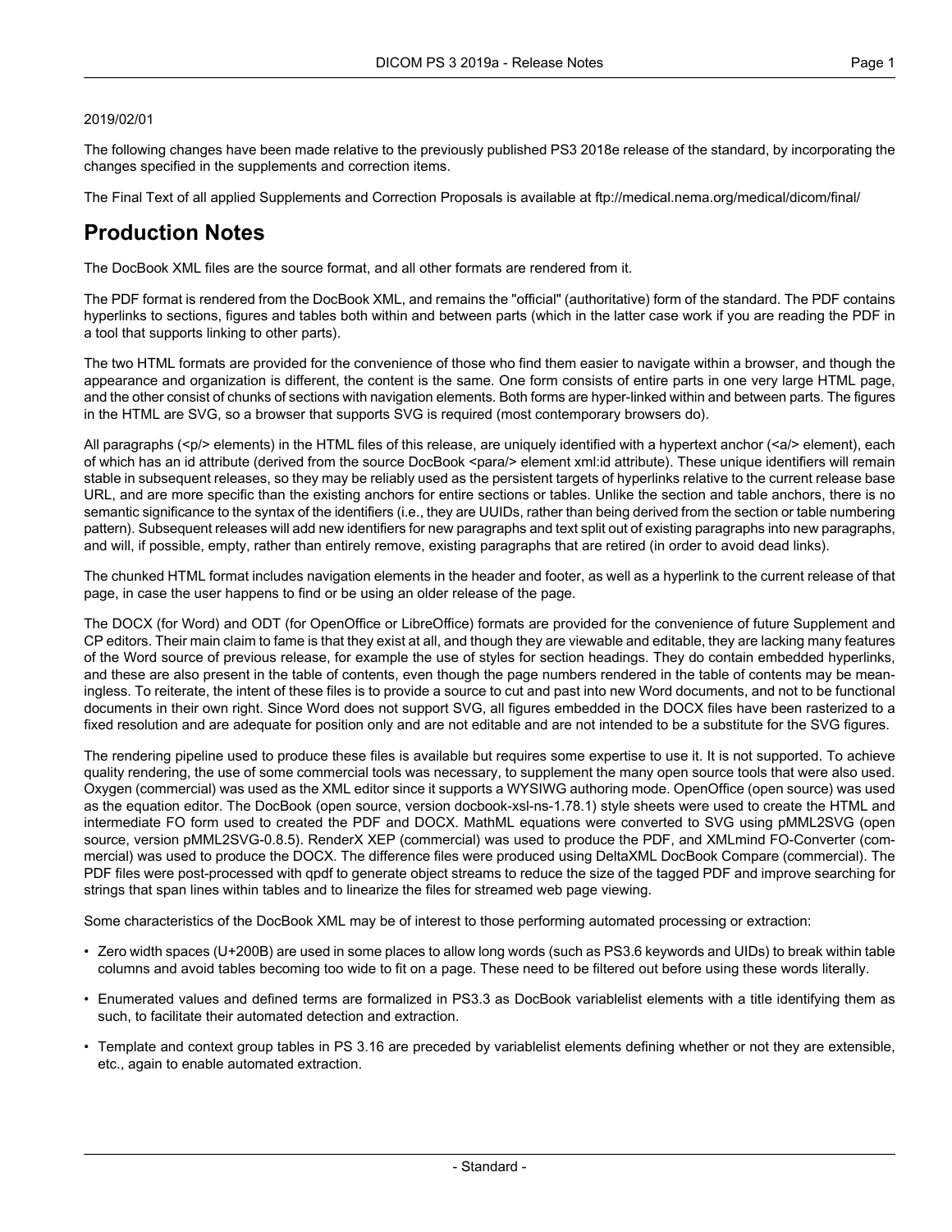2019/02/01

The following changes have been made relative to the previously published PS3 2018e release of the standard, by incorporating the changes specified in the supplements and correction items.

The Final Text of all applied Supplements and Correction Proposals is available at ftp://medical.nema.org/medical/dicom/final/

# Production Notes

The DocBook XML files are the source format, and all other formats are rendered from it.

The PDF format is rendered from the DocBook XML, and remains the "official" (authoritative) form of the standard. The PDF contains hyperlinks to sections, figures and tables both within and between parts (which in the latter case work if you are reading the PDF in a tool that supports linking to other parts).

The two HTML formats are provided for the convenience of those who find them easier to navigate within a browser, and though the appearance and organization is different, the content is the same. One form consists of entire parts in one very large HTML page, and the other consist of chunks of sections with navigation elements. Both forms are hyper-linked within and between parts. The figures in the HTML are SVG, so a browser that supports SVG is required (most contemporary browsers do).

All paragraphs (<p/> elements) in the HTML files of this release, are uniquely identified with a hypertext anchor (<a/> element), each of which has an id attribute (derived from the source DocBook <para/> element xml:id attribute). These unique identifiers will remain stable in subsequent releases, so they may be reliably used as the persistent targets of hyperlinks relative to the current release base URL, and are more specific than the existing anchors for entire sections or tables. Unlike the section and table anchors, there is no semantic significance to the syntax of the identifiers (i.e., they are UUIDs, rather than being derived from the section or table numbering pattern). Subsequent releases will add new identifiers for new paragraphs and text split out of existing paragraphs into new paragraphs, and will, if possible, empty, rather than entirely remove, existing paragraphs that are retired (in order to avoid dead links).

The chunked HTML format includes navigation elements in the header and footer, as well as a hyperlink to the current release of that page, in case the user happens to find or be using an older release of the page.

The DOCX (for Word) and ODT (for OpenOffice or LibreOffice) formats are provided for the convenience of future Supplement and CP editors. Their main claim to fame is that they exist at all, and though they are viewable and editable, they are lacking many features of the Word source of previous release, for example the use of styles for section headings. They do contain embedded hyperlinks, and these are also present in the table of contents, even though the page numbers rendered in the table of contents may be meaningless. To reiterate, the intent of these files is to provide a source to cut and past into new Word documents, and not to be functional documents in their own right. Since Word does not support SVG, all figures embedded in the DOCX files have been rasterized to a fixed resolution and are adequate for position only and are not editable and are not intended to be a substitute for the SVG figures.

The rendering pipeline used to produce these files is available but requires some expertise to use it. It is not supported. To achieve quality rendering, the use of some commercial tools was necessary, to supplement the many open source tools that were also used. Oxygen (commercial) was used as the XML editor since it supports a WYSIWG authoring mode. OpenOffice (open source) was used as the equation editor. The DocBook (open source, version docbook-xsl-ns-1.78.1) style sheets were used to create the HTML and intermediate FO form used to created the PDF and DOCX. MathML equations were converted to SVG using pMML2SVG (open source, version pMML2SVG-0.8.5). RenderX XEP (commercial) was used to produce the PDF, and XMLmind FO-Converter (commercial) was used to produce the DOCX. The difference files were produced using DeltaXML DocBook Compare (commercial). The PDF files were post-processed with qpdf to generate object streams to reduce the size of the tagged PDF and improve searching for strings that span lines within tables and to linearize the files for streamed web page viewing.

Some characteristics of the DocBook XML may be of interest to those performing automated processing or extraction:

- Zero width spaces (U+200B) are used in some places to allow long words (such as PS3.6 keywords and UIDs) to break within table columns and avoid tables becoming too wide to fit on a page. These need to be filtered out before using these words literally.
- Enumerated values and defined terms are formalized in PS3.3 as DocBook variablelist elements with a title identifying them as such, to facilitate their automated detection and extraction.
- Template and context group tables in PS 3.16 are preceded by variablelist elements defining whether or not they are extensible, etc., again to enable automated extraction.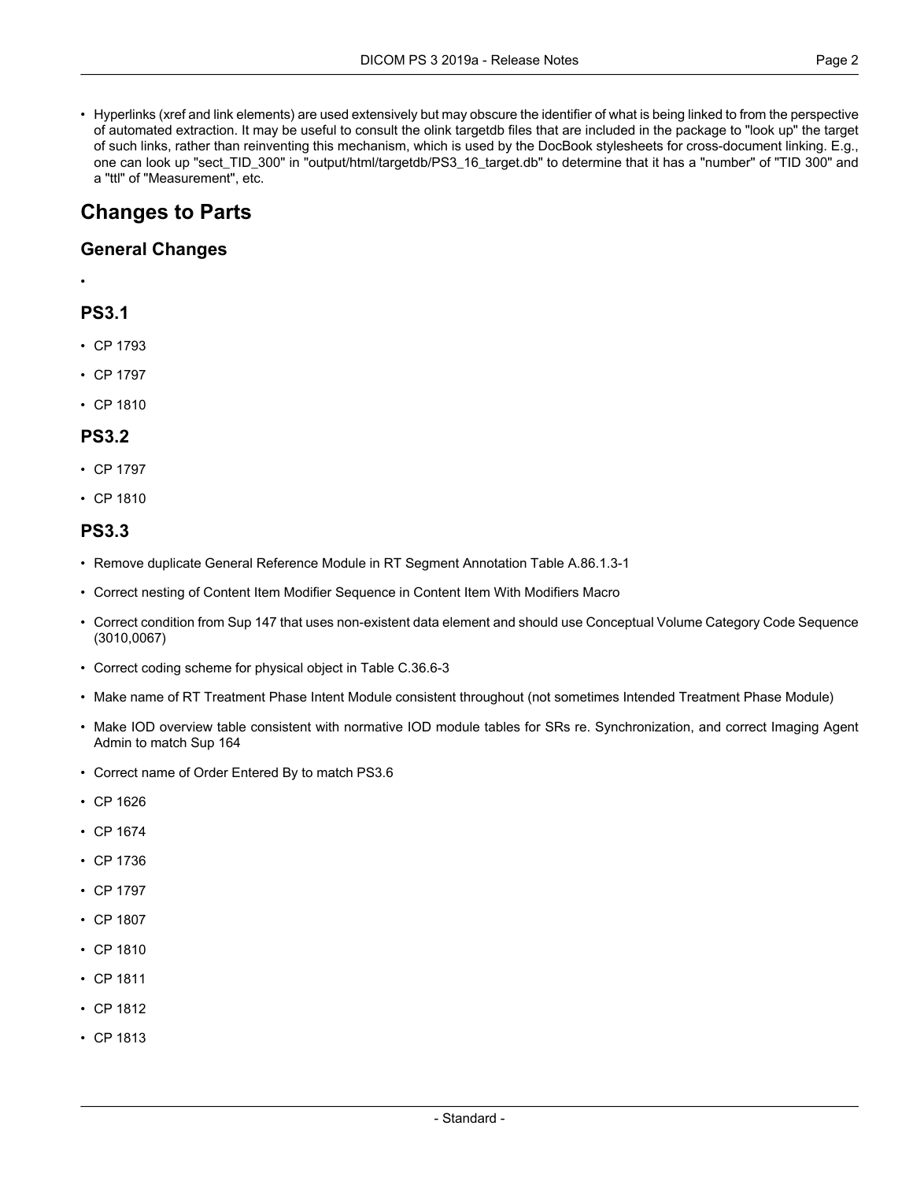- Hyperlinks (xref and link elements) are used extensively but may obscure the identifier of what is being linked to from the perspective of automated extraction. It may be useful to consult the olink targetdb files that are included in the package to "look up" the target of such links, rather than reinventing this mechanism, which is used by the DocBook stylesheets for cross-document linking. E.g., one can look up "sect_TID_300" in "output/html/targetdb/PS3_16_target.db" to determine that it has a "number" of "TID 300" and a "ttl" of "Measurement", etc.

# Changes to Parts

## General Changes

- 

## PS3.1

- CP 1793
- CP 1797
- CP 1810

## PS3.2

- CP 1797
- CP 1810

## PS3.3

- Remove duplicate General Reference Module in RT Segment Annotation Table A.86.1.3-1
- Correct nesting of Content Item Modifier Sequence in Content Item With Modifiers Macro
- Correct condition from Sup 147 that uses non-existent data element and should use Conceptual Volume Category Code Sequence (3010,0067)
- Correct coding scheme for physical object in Table C.36.6-3
- Make name of RT Treatment Phase Intent Module consistent throughout (not sometimes Intended Treatment Phase Module)
- Make IOD overview table consistent with normative IOD module tables for SRs re. Synchronization, and correct Imaging Agent Admin to match Sup 164
- Correct name of Order Entered By to match PS3.6
- CP 1626
- CP 1674
- CP 1736
- CP 1797
- CP 1807
- CP 1810
- CP 1811
- CP 1812
- CP 1813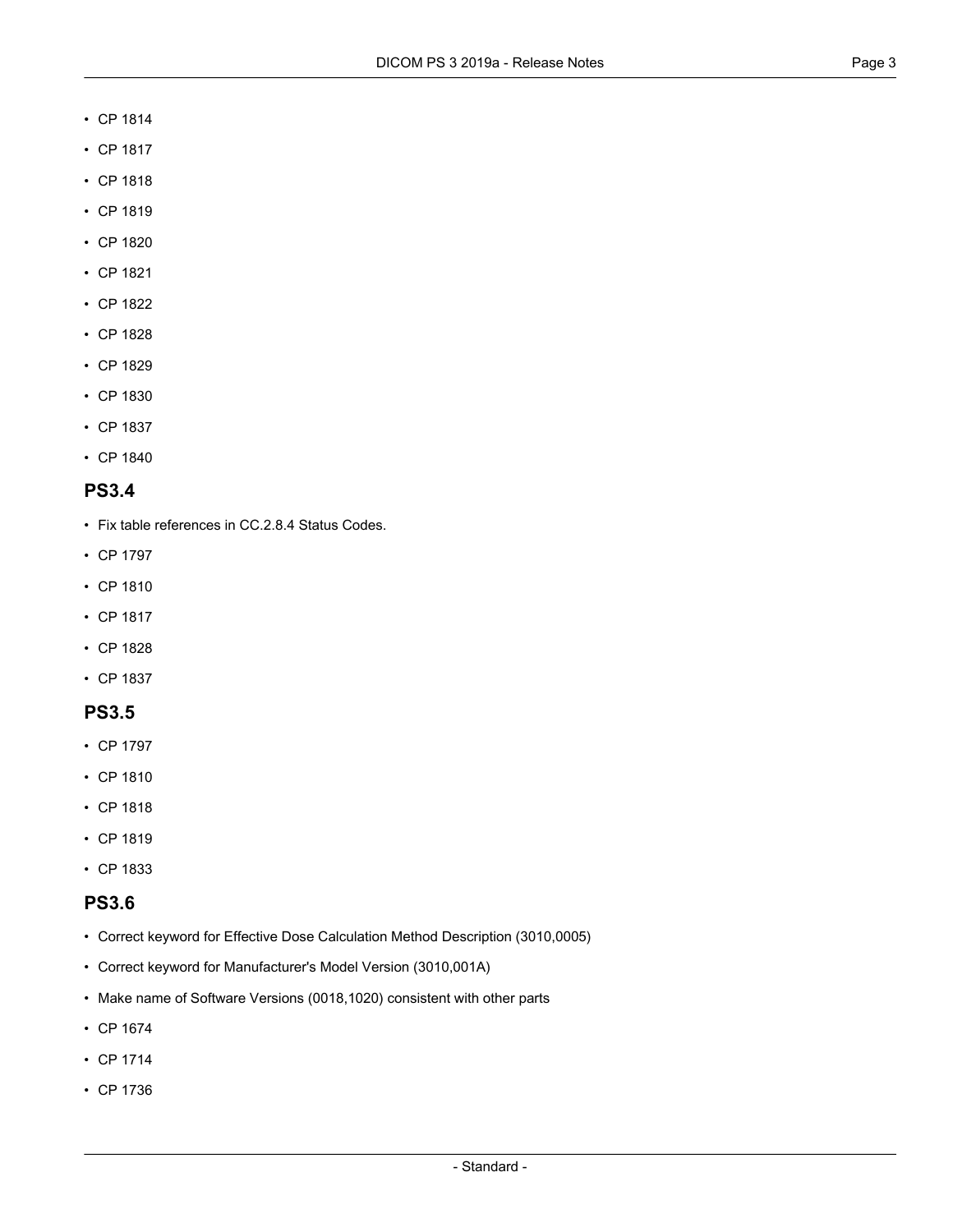- CP 1814
- CP 1817
- CP 1818
- CP 1819
- CP 1820
- CP 1821
- CP 1822
- CP 1828
- CP 1829
- CP 1830
- CP 1837
- CP 1840

## PS3.4

- Fix table references in CC.2.8.4 Status Codes.
- CP 1797
- CP 1810
- CP 1817
- CP 1828
- CP 1837

## PS3.5

- CP 1797
- CP 1810
- CP 1818
- CP 1819
- CP 1833

## PS3.6

- Correct keyword for Effective Dose Calculation Method Description (3010,0005)
- Correct keyword for Manufacturer's Model Version (3010,001A)
- Make name of Software Versions (0018,1020) consistent with other parts
- CP 1674
- CP 1714
- CP 1736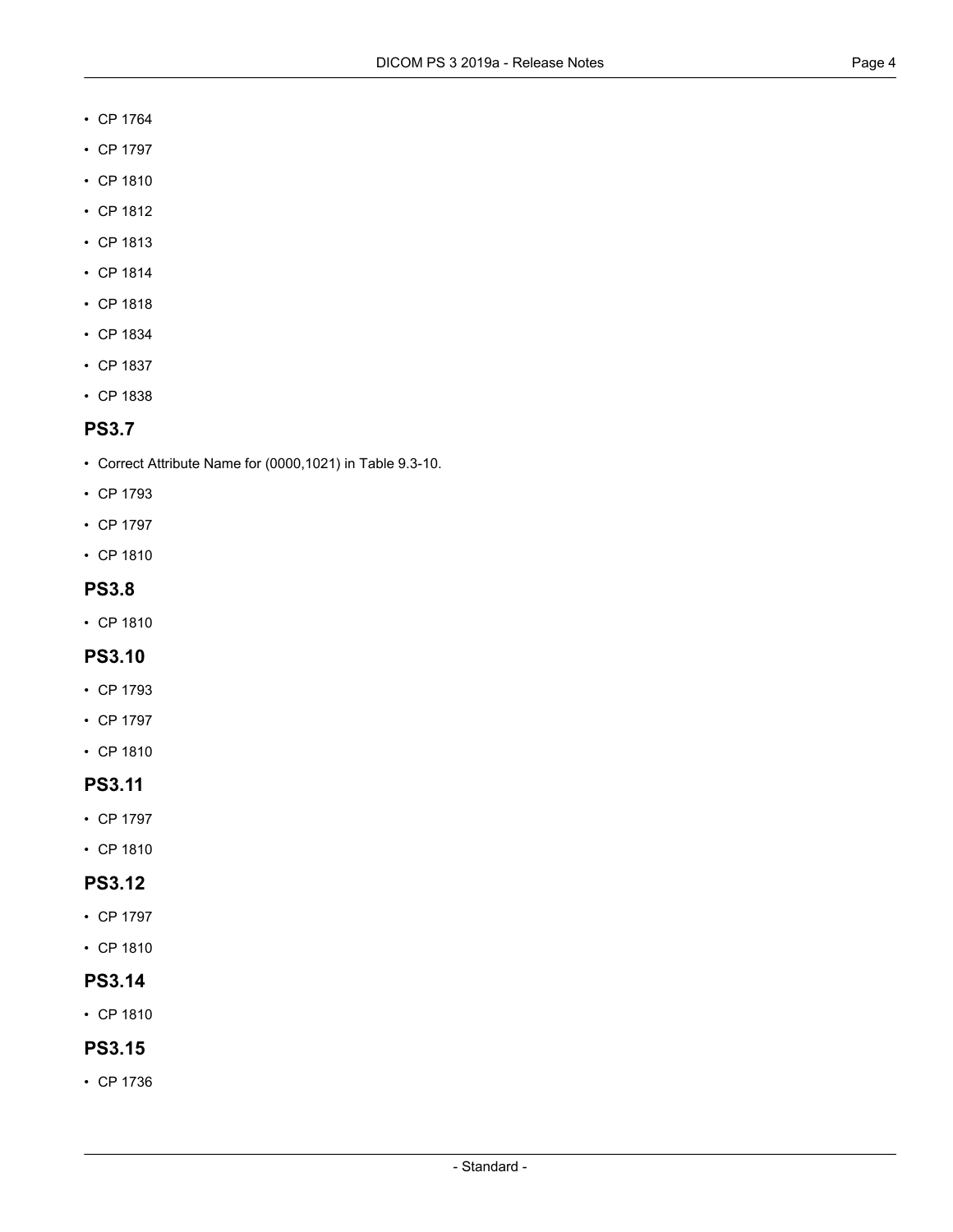- CP 1764
- CP 1797
- CP 1810
- CP 1812
- CP 1813
- CP 1814
- CP 1818
- CP 1834
- CP 1837
- CP 1838

## PS3.7

- Correct Attribute Name for (0000,1021) in Table 9.3-10.
- CP 1793
- CP 1797
- CP 1810

## PS3.8

- CP 1810

## PS3.10

- CP 1793
- CP 1797
- CP 1810

## PS3.11

- CP 1797
- CP 1810

## PS3.12

- CP 1797
- CP 1810

## PS3.14

- CP 1810

## PS3.15

- CP 1736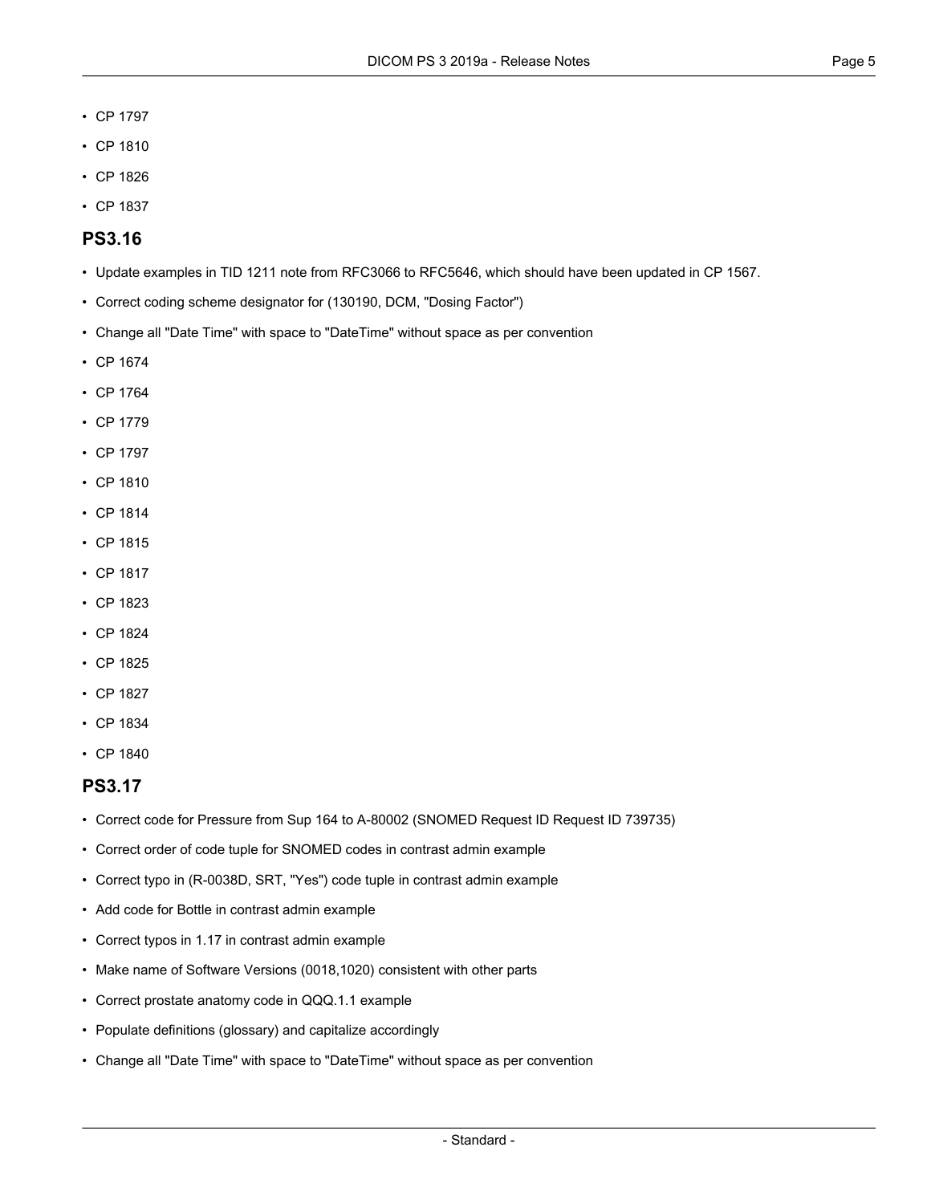- CP 1797
- CP 1810
- CP 1826
- CP 1837

## PS3.16

- Update examples in TID 1211 note from RFC3066 to RFC5646, which should have been updated in CP 1567.
- Correct coding scheme designator for (130190, DCM, "Dosing Factor")
- Change all "Date Time" with space to "DateTime" without space as per convention
- CP 1674
- CP 1764
- CP 1779
- CP 1797
- CP 1810
- CP 1814
- CP 1815
- CP 1817
- CP 1823
- CP 1824
- CP 1825
- CP 1827
- CP 1834
- CP 1840

## PS3.17

- Correct code for Pressure from Sup 164 to A-80002 (SNOMED Request ID Request ID 739735)
- Correct order of code tuple for SNOMED codes in contrast admin example
- Correct typo in (R-0038D, SRT, "Yes") code tuple in contrast admin example
- Add code for Bottle in contrast admin example
- Correct typos in 1.17 in contrast admin example
- Make name of Software Versions (0018,1020) consistent with other parts
- Correct prostate anatomy code in QQQ.1.1 example
- Populate definitions (glossary) and capitalize accordingly
- Change all "Date Time" with space to "DateTime" without space as per convention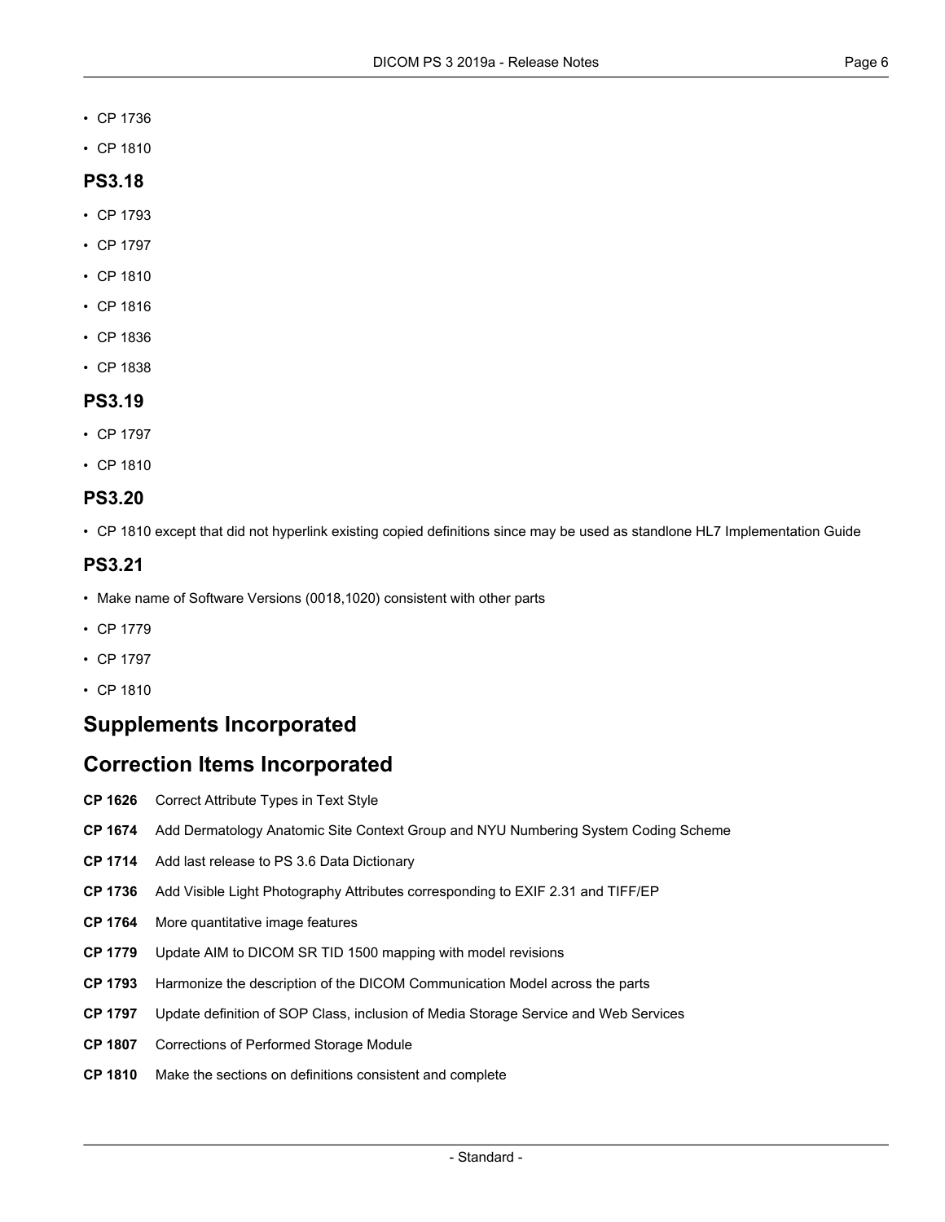- CP 1736
- CP 1810

### PS3.18

- CP 1793
- CP 1797
- CP 1810
- CP 1816
- CP 1836
- CP 1838

### PS3.19

- CP 1797
- CP 1810

### PS3.20

- CP 1810 except that did not hyperlink existing copied definitions since may be used as standlone HL7 Implementation Guide

### PS3.21

- Make name of Software Versions (0018,1020) consistent with other parts
- CP 1779
- CP 1797
- CP 1810

## Supplements Incorporated

## Correction Items Incorporated

**CP 1626** Correct Attribute Types in Text Style

**CP 1674** Add Dermatology Anatomic Site Context Group and NYU Numbering System Coding Scheme

**CP 1714** Add last release to PS 3.6 Data Dictionary

**CP 1736** Add Visible Light Photography Attributes corresponding to EXIF 2.31 and TIFF/EP

**CP 1764** More quantitative image features

**CP 1779** Update AIM to DICOM SR TID 1500 mapping with model revisions

**CP 1793** Harmonize the description of the DICOM Communication Model across the parts

**CP 1797** Update definition of SOP Class, inclusion of Media Storage Service and Web Services

**CP 1807** Corrections of Performed Storage Module

**CP 1810** Make the sections on definitions consistent and complete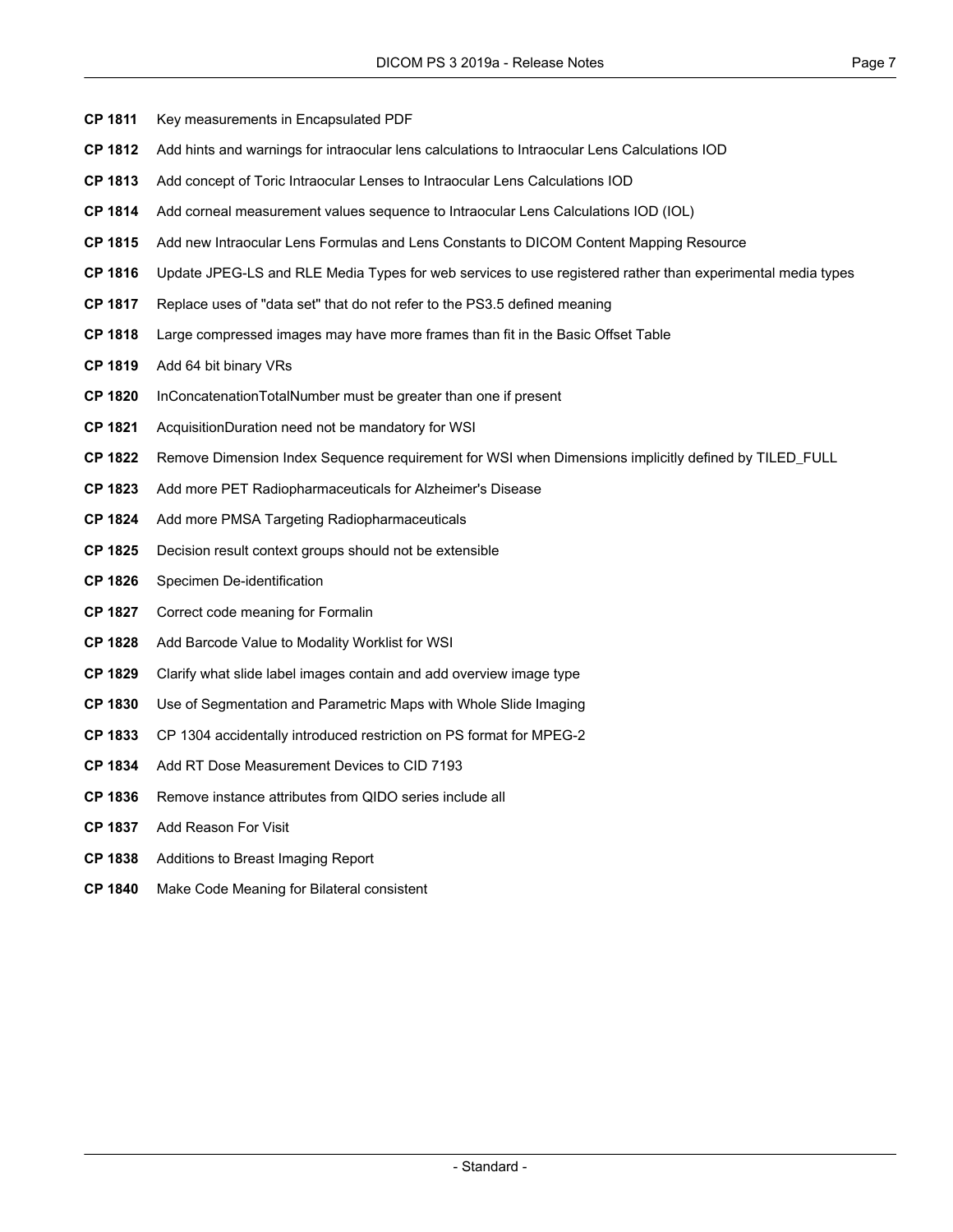**CP 1811** Key measurements in Encapsulated PDF

**CP 1812** Add hints and warnings for intraocular lens calculations to Intraocular Lens Calculations IOD

**CP 1813** Add concept of Toric Intraocular Lenses to Intraocular Lens Calculations IOD

**CP 1814** Add corneal measurement values sequence to Intraocular Lens Calculations IOD (IOL)

**CP 1815** Add new Intraocular Lens Formulas and Lens Constants to DICOM Content Mapping Resource

**CP 1816** Update JPEG-LS and RLE Media Types for web services to use registered rather than experimental media types

**CP 1817** Replace uses of "data set" that do not refer to the PS3.5 defined meaning

**CP 1818** Large compressed images may have more frames than fit in the Basic Offset Table

**CP 1819** Add 64 bit binary VRs

**CP 1820** InConcatenationTotalNumber must be greater than one if present

**CP 1821** AcquisitionDuration need not be mandatory for WSI

**CP 1822** Remove Dimension Index Sequence requirement for WSI when Dimensions implicitly defined by TILED_FULL

**CP 1823** Add more PET Radiopharmaceuticals for Alzheimer's Disease

**CP 1824** Add more PMSA Targeting Radiopharmaceuticals

**CP 1825** Decision result context groups should not be extensible

**CP 1826** Specimen De-identification

**CP 1827** Correct code meaning for Formalin

**CP 1828** Add Barcode Value to Modality Worklist for WSI

**CP 1829** Clarify what slide label images contain and add overview image type

**CP 1830** Use of Segmentation and Parametric Maps with Whole Slide Imaging

**CP 1833** CP 1304 accidentally introduced restriction on PS format for MPEG-2

**CP 1834** Add RT Dose Measurement Devices to CID 7193

**CP 1836** Remove instance attributes from QIDO series include all

**CP 1837** Add Reason For Visit

**CP 1838** Additions to Breast Imaging Report

**CP 1840** Make Code Meaning for Bilateral consistent